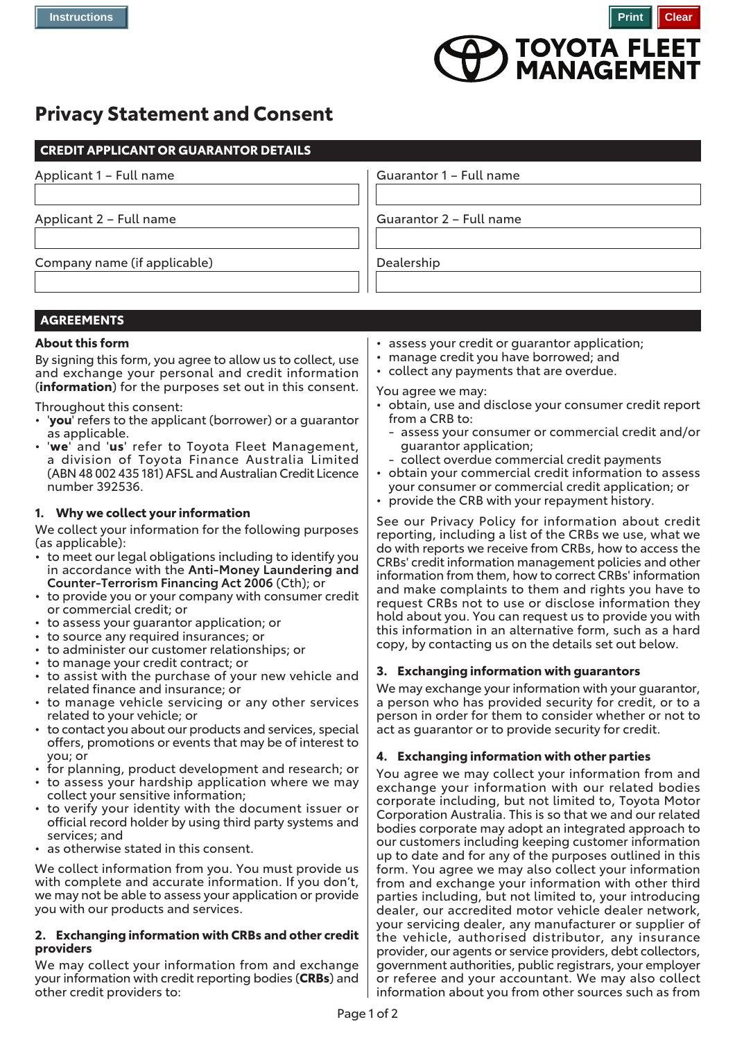Instructions

Print Clear

TOYOTA FLEET MANAGEMENT

# Privacy Statement and Consent

## CREDIT APPLICANT OR GUARANTOR DETAILS

| | |
|---|---|
| Applicant 1 – Full name | Guarantor 1 – Full name |
| Applicant 2 – Full name | Guarantor 2 – Full name |
| Company name (if applicable) | Dealership |

## AGREEMENTS

### About this form

By signing this form, you agree to allow us to collect, use and exchange your personal and credit information (**information**) for the purposes set out in this consent.

Throughout this consent:

- '**you**' refers to the applicant (borrower) or a guarantor as applicable.
- '**we**' and '**us**' refer to Toyota Fleet Management, a division of Toyota Finance Australia Limited (ABN 48 002 435 181) AFSL and Australian Credit Licence number 392536.

### 1. Why we collect your information

We collect your information for the following purposes (as applicable):

- to meet our legal obligations including to identify you in accordance with the **Anti-Money Laundering and Counter-Terrorism Financing Act 2006** (Cth); or
- to provide you or your company with consumer credit or commercial credit; or
- to assess your guarantor application; or
- to source any required insurances; or
- to administer our customer relationships; or
- to manage your credit contract; or
- to assist with the purchase of your new vehicle and related finance and insurance; or
- to manage vehicle servicing or any other services related to your vehicle; or
- to contact you about our products and services, special offers, promotions or events that may be of interest to you; or
- for planning, product development and research; or
- to assess your hardship application where we may collect your sensitive information;
- to verify your identity with the document issuer or official record holder by using third party systems and services; and
- as otherwise stated in this consent.

We collect information from you. You must provide us with complete and accurate information. If you don't, we may not be able to assess your application or provide you with our products and services.

### 2. Exchanging information with CRBs and other credit providers

We may collect your information from and exchange your information with credit reporting bodies (**CRBs**) and other credit providers to:

- assess your credit or guarantor application;
- manage credit you have borrowed; and
- collect any payments that are overdue.

You agree we may:

- obtain, use and disclose your consumer credit report from a CRB to:
  - assess your consumer or commercial credit and/or guarantor application;
  - collect overdue commercial credit payments
- obtain your commercial credit information to assess your consumer or commercial credit application; or
- provide the CRB with your repayment history.

See our Privacy Policy for information about credit reporting, including a list of the CRBs we use, what we do with reports we receive from CRBs, how to access the CRBs' credit information management policies and other information from them, how to correct CRBs' information and make complaints to them and rights you have to request CRBs not to use or disclose information they hold about you. You can request us to provide you with this information in an alternative form, such as a hard copy, by contacting us on the details set out below.

### 3. Exchanging information with guarantors

We may exchange your information with your guarantor, a person who has provided security for credit, or to a person in order for them to consider whether or not to act as guarantor or to provide security for credit.

### 4. Exchanging information with other parties

You agree we may collect your information from and exchange your information with our related bodies corporate including, but not limited to, Toyota Motor Corporation Australia. This is so that we and our related bodies corporate may adopt an integrated approach to our customers including keeping customer information up to date and for any of the purposes outlined in this form. You agree we may also collect your information from and exchange your information with other third parties including, but not limited to, your introducing dealer, our accredited motor vehicle dealer network, your servicing dealer, any manufacturer or supplier of the vehicle, authorised distributor, any insurance provider, our agents or service providers, debt collectors, government authorities, public registrars, your employer or referee and your accountant. We may also collect information about you from other sources such as from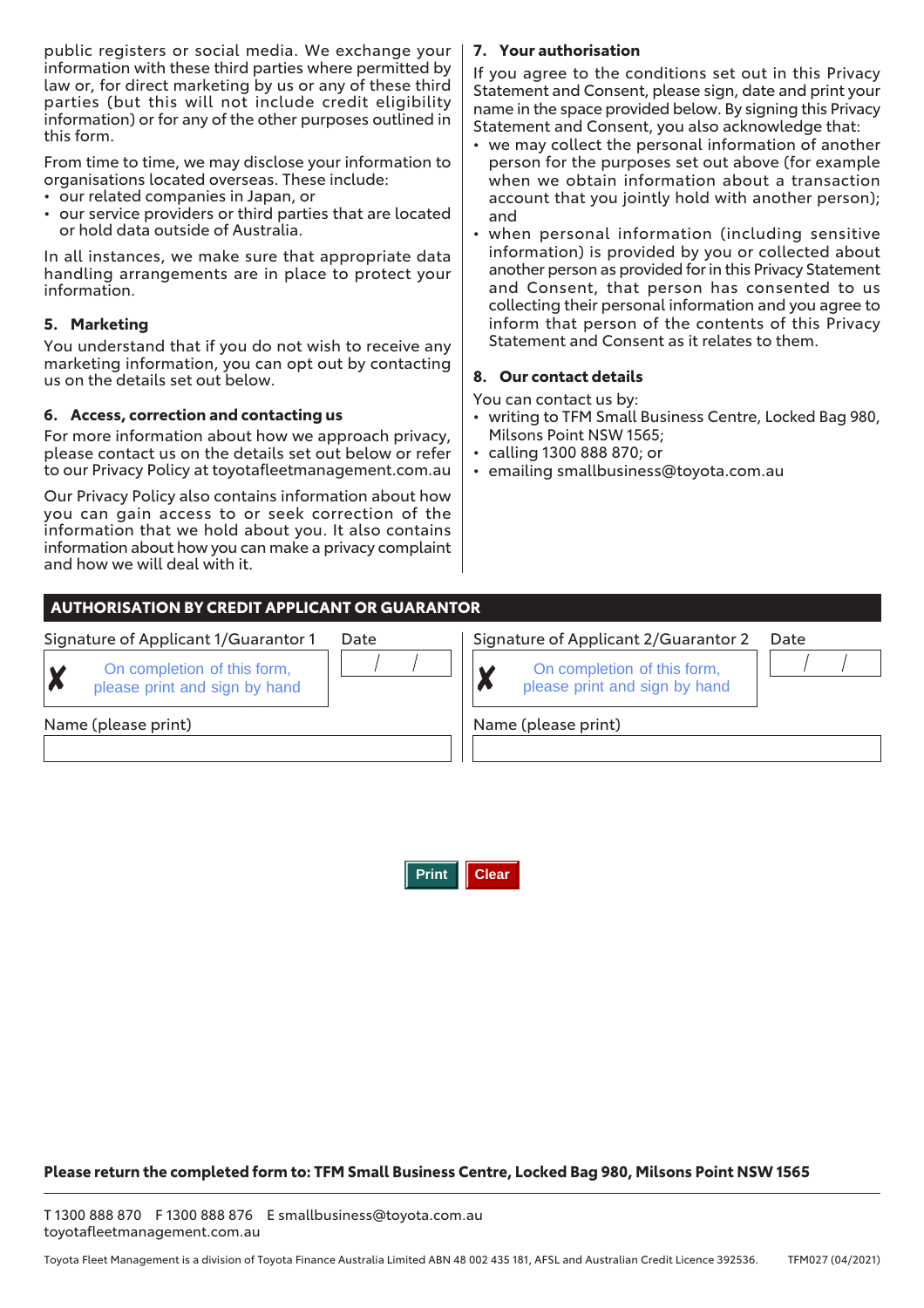public registers or social media. We exchange your information with these third parties where permitted by law or, for direct marketing by us or any of these third parties (but this will not include credit eligibility information) or for any of the other purposes outlined in this form.

From time to time, we may disclose your information to organisations located overseas. These include:

- our related companies in Japan, or
- our service providers or third parties that are located or hold data outside of Australia.

In all instances, we make sure that appropriate data handling arrangements are in place to protect your information.

### 5. Marketing

You understand that if you do not wish to receive any marketing information, you can opt out by contacting us on the details set out below.

### 6. Access, correction and contacting us

For more information about how we approach privacy, please contact us on the details set out below or refer to our Privacy Policy at toyotafleetmanagement.com.au

Our Privacy Policy also contains information about how you can gain access to or seek correction of the information that we hold about you. It also contains information about how you can make a privacy complaint and how we will deal with it.

### 7. Your authorisation

If you agree to the conditions set out in this Privacy Statement and Consent, please sign, date and print your name in the space provided below. By signing this Privacy Statement and Consent, you also acknowledge that:

- we may collect the personal information of another person for the purposes set out above (for example when we obtain information about a transaction account that you jointly hold with another person); and
- when personal information (including sensitive information) is provided by you or collected about another person as provided for in this Privacy Statement and Consent, that person has consented to us collecting their personal information and you agree to inform that person of the contents of this Privacy Statement and Consent as it relates to them.

### 8. Our contact details

You can contact us by:

- writing to TFM Small Business Centre, Locked Bag 980, Milsons Point NSW 1565;
- calling 1300 888 870; or
- emailing smallbusiness@toyota.com.au

## AUTHORISATION BY CREDIT APPLICANT OR GUARANTOR

| Signature of Applicant 1/Guarantor 1 | Date | Signature of Applicant 2/Guarantor 2 | Date |
|---|---|---|---|
| ✗ On completion of this form, please print and sign by hand | / / | ✗ On completion of this form, please print and sign by hand | / / |
| Name (please print) | | Name (please print) | |
| | | | |

Print Clear

**Please return the completed form to: TFM Small Business Centre, Locked Bag 980, Milsons Point NSW 1565**

T 1300 888 870 F 1300 888 876 E smallbusiness@toyota.com.au
toyotafleetmanagement.com.au

Toyota Fleet Management is a division of Toyota Finance Australia Limited ABN 48 002 435 181, AFSL and Australian Credit Licence 392536. TFM027 (04/2021)